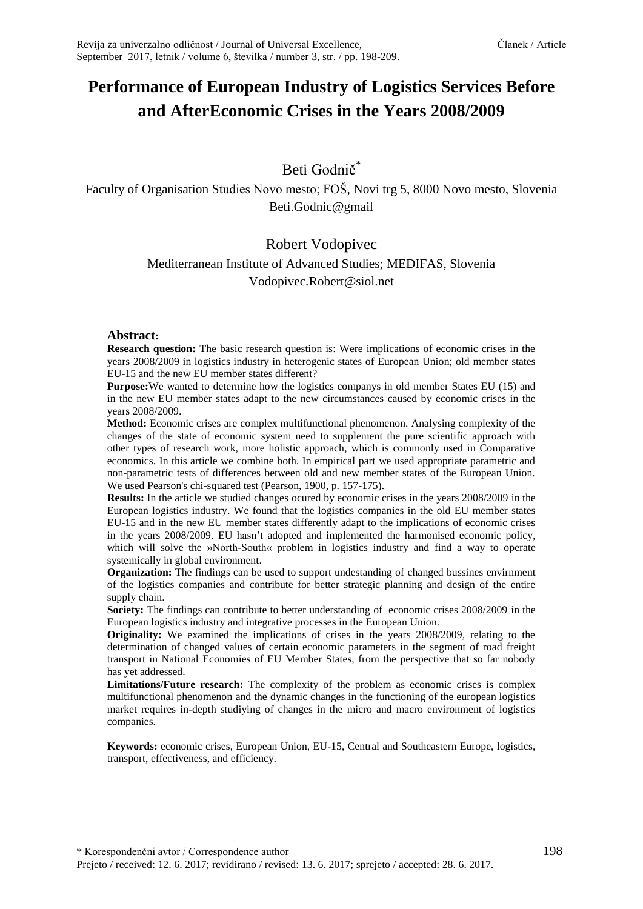# Performance of European Industry of Logistics Services Before and AfterEconomic Crises in the Years 2008/2009

Beti Godnič*

Faculty of Organisation Studies Novo mesto; FOŠ, Novi trg 5, 8000 Novo mesto, Slovenia
Beti.Godnic@gmail

Robert Vodopivec

Mediterranean Institute of Advanced Studies; MEDIFAS, Slovenia
Vodopivec.Robert@siol.net

**Abstract:**

**Research question:** The basic research question is: Were implications of economic crises in the years 2008/2009 in logistics industry in heterogenic states of European Union; old member states EU-15 and the new EU member states different?

**Purpose:**We wanted to determine how the logistics companys in old member States EU (15) and in the new EU member states adapt to the new circumstances caused by economic crises in the years 2008/2009.

**Method:** Economic crises are complex multifunctional phenomenon. Analysing complexity of the changes of the state of economic system need to supplement the pure scientific approach with other types of research work, more holistic approach, which is commonly used in Comparative economics. In this article we combine both. In empirical part we used appropriate parametric and non-parametric tests of differences between old and new member states of the European Union. We used Pearson's chi-squared test (Pearson, 1900, p. 157-175).

**Results:** In the article we studied changes ocured by economic crises in the years 2008/2009 in the European logistics industry. We found that the logistics companies in the old EU member states EU-15 and in the new EU member states differently adapt to the implications of economic crises in the years 2008/2009. EU hasn't adopted and implemented the harmonised economic policy, which will solve the »North-South« problem in logistics industry and find a way to operate systemically in global environment.

**Organization:** The findings can be used to support undestanding of changed bussines envirnment of the logistics companies and contribute for better strategic planning and design of the entire supply chain.

**Society:** The findings can contribute to better understanding of economic crises 2008/2009 in the European logistics industry and integrative processes in the European Union.

**Originality:** We examined the implications of crises in the years 2008/2009, relating to the determination of changed values of certain economic parameters in the segment of road freight transport in National Economies of EU Member States, from the perspective that so far nobody has yet addressed.

**Limitations/Future research:** The complexity of the problem as economic crises is complex multifunctional phenomenon and the dynamic changes in the functioning of the european logistics market requires in-depth studiying of changes in the micro and macro environment of logistics companies.

**Keywords:** economic crises, European Union, EU-15, Central and Southeastern Europe, logistics, transport, effectiveness, and efficiency.

* Korespondenčni avtor / Correspondence author

Prejeto / received: 12. 6. 2017; revidirano / revised: 13. 6. 2017; sprejeto / accepted: 28. 6. 2017.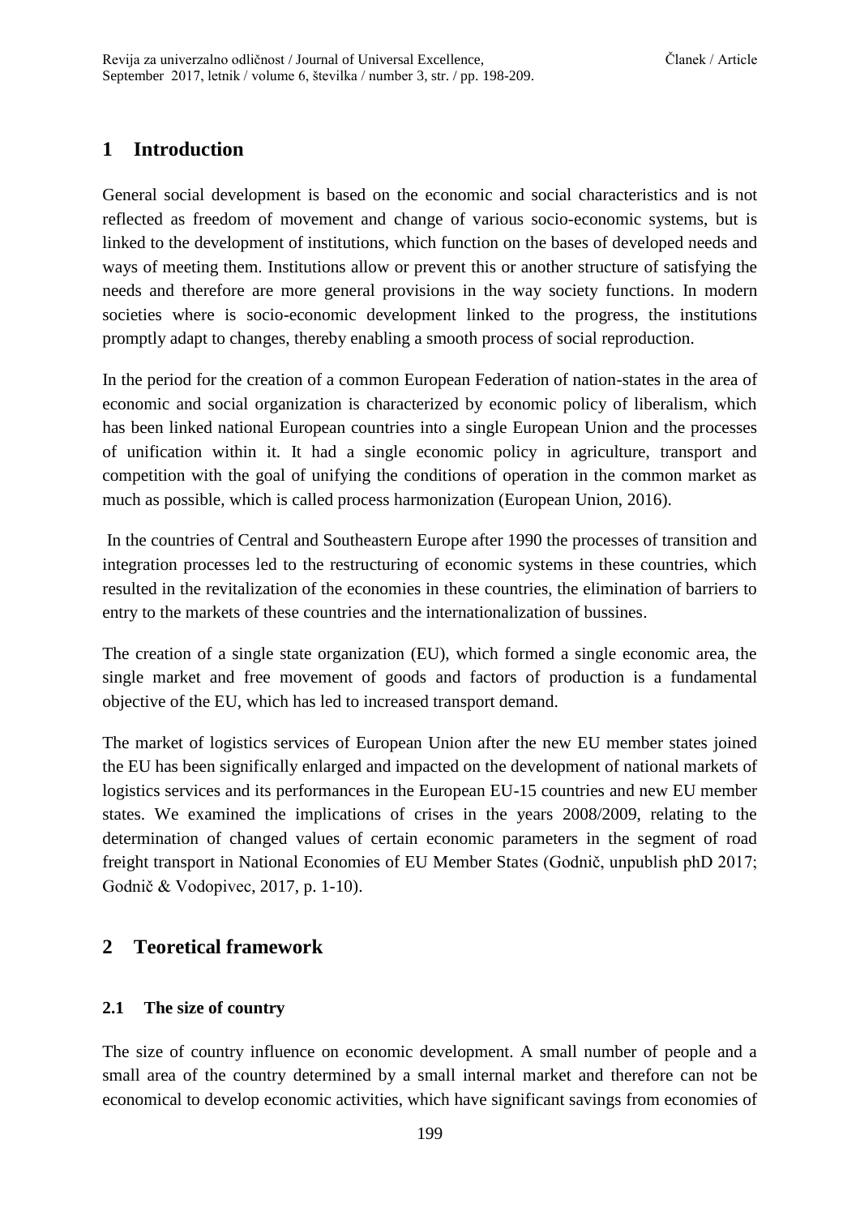## 1 Introduction

General social development is based on the economic and social characteristics and is not reflected as freedom of movement and change of various socio-economic systems, but is linked to the development of institutions, which function on the bases of developed needs and ways of meeting them. Institutions allow or prevent this or another structure of satisfying the needs and therefore are more general provisions in the way society functions. In modern societies where is socio-economic development linked to the progress, the institutions promptly adapt to changes, thereby enabling a smooth process of social reproduction.

In the period for the creation of a common European Federation of nation-states in the area of economic and social organization is characterized by economic policy of liberalism, which has been linked national European countries into a single European Union and the processes of unification within it. It had a single economic policy in agriculture, transport and competition with the goal of unifying the conditions of operation in the common market as much as possible, which is called process harmonization (European Union, 2016).

In the countries of Central and Southeastern Europe after 1990 the processes of transition and integration processes led to the restructuring of economic systems in these countries, which resulted in the revitalization of the economies in these countries, the elimination of barriers to entry to the markets of these countries and the internationalization of bussines.

The creation of a single state organization (EU), which formed a single economic area, the single market and free movement of goods and factors of production is a fundamental objective of the EU, which has led to increased transport demand.

The market of logistics services of European Union after the new EU member states joined the EU has been significally enlarged and impacted on the development of national markets of logistics services and its performances in the European EU-15 countries and new EU member states. We examined the implications of crises in the years 2008/2009, relating to the determination of changed values of certain economic parameters in the segment of road freight transport in National Economies of EU Member States (Godnič, unpublish phD 2017; Godnič & Vodopivec, 2017, p. 1-10).

## 2 Teoretical framework

### 2.1 The size of country

The size of country influence on economic development. A small number of people and a small area of the country determined by a small internal market and therefore can not be economical to develop economic activities, which have significant savings from economies of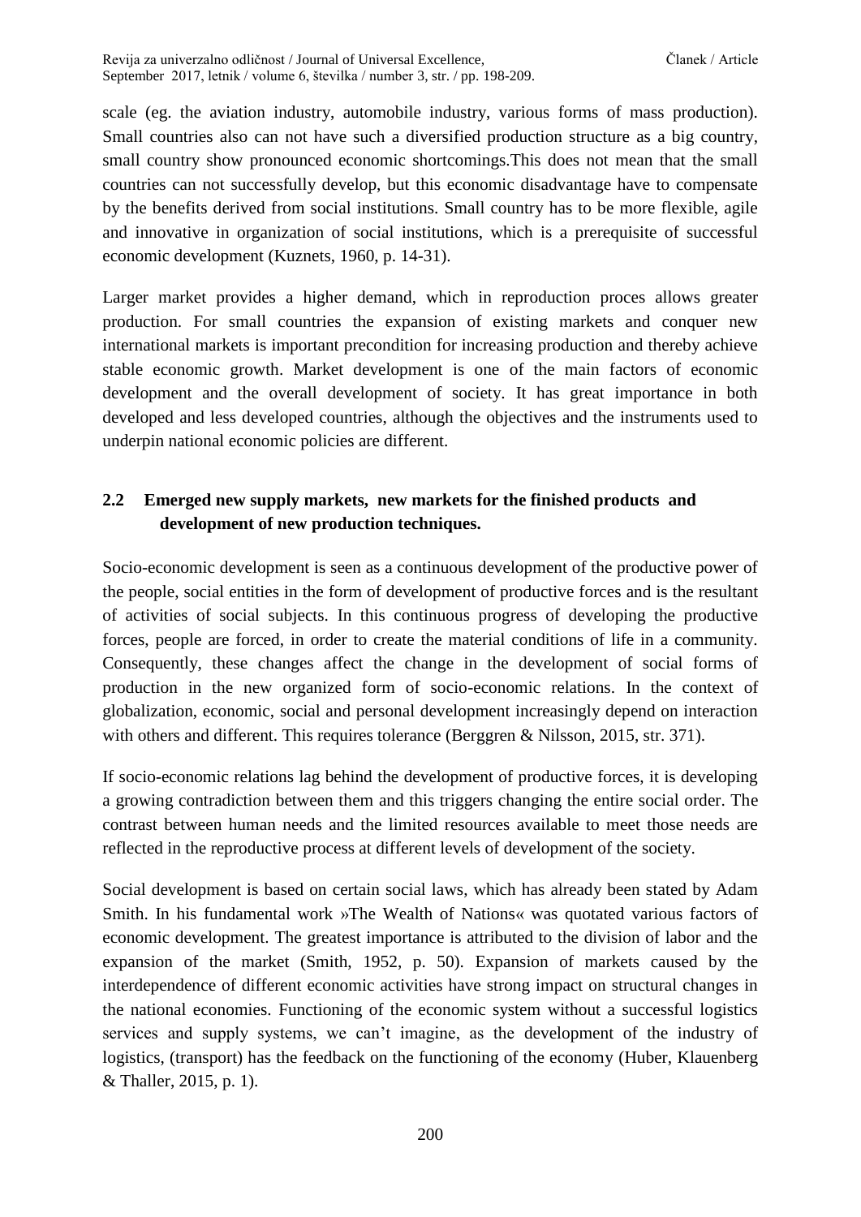scale (eg. the aviation industry, automobile industry, various forms of mass production). Small countries also can not have such a diversified production structure as a big country, small country show pronounced economic shortcomings.This does not mean that the small countries can not successfully develop, but this economic disadvantage have to compensate by the benefits derived from social institutions. Small country has to be more flexible, agile and innovative in organization of social institutions, which is a prerequisite of successful economic development (Kuznets, 1960, p. 14-31).

Larger market provides a higher demand, which in reproduction proces allows greater production. For small countries the expansion of existing markets and conquer new international markets is important precondition for increasing production and thereby achieve stable economic growth. Market development is one of the main factors of economic development and the overall development of society. It has great importance in both developed and less developed countries, although the objectives and the instruments used to underpin national economic policies are different.

## 2.2 Emerged new supply markets, new markets for the finished products and development of new production techniques.

Socio-economic development is seen as a continuous development of the productive power of the people, social entities in the form of development of productive forces and is the resultant of activities of social subjects. In this continuous progress of developing the productive forces, people are forced, in order to create the material conditions of life in a community. Consequently, these changes affect the change in the development of social forms of production in the new organized form of socio-economic relations. In the context of globalization, economic, social and personal development increasingly depend on interaction with others and different. This requires tolerance (Berggren & Nilsson, 2015, str. 371).

If socio-economic relations lag behind the development of productive forces, it is developing a growing contradiction between them and this triggers changing the entire social order. The contrast between human needs and the limited resources available to meet those needs are reflected in the reproductive process at different levels of development of the society.

Social development is based on certain social laws, which has already been stated by Adam Smith. In his fundamental work »The Wealth of Nations« was quotated various factors of economic development. The greatest importance is attributed to the division of labor and the expansion of the market (Smith, 1952, p. 50). Expansion of markets caused by the interdependence of different economic activities have strong impact on structural changes in the national economies. Functioning of the economic system without a successful logistics services and supply systems, we can't imagine, as the development of the industry of logistics, (transport) has the feedback on the functioning of the economy (Huber, Klauenberg & Thaller, 2015, p. 1).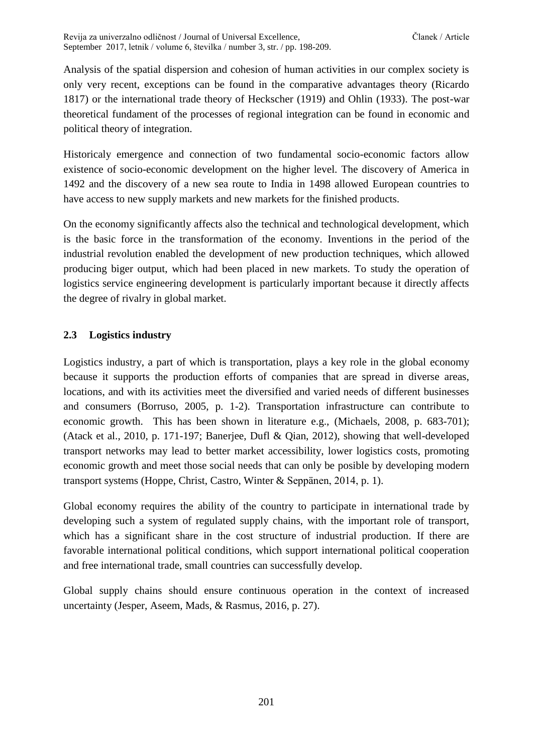Analysis of the spatial dispersion and cohesion of human activities in our complex society is only very recent, exceptions can be found in the comparative advantages theory (Ricardo 1817) or the international trade theory of Heckscher (1919) and Ohlin (1933). The post-war theoretical fundament of the processes of regional integration can be found in economic and political theory of integration.

Historicaly emergence and connection of two fundamental socio-economic factors allow existence of socio-economic development on the higher level. The discovery of America in 1492 and the discovery of a new sea route to India in 1498 allowed European countries to have access to new supply markets and new markets for the finished products.

On the economy significantly affects also the technical and technological development, which is the basic force in the transformation of the economy. Inventions in the period of the industrial revolution enabled the development of new production techniques, which allowed producing biger output, which had been placed in new markets. To study the operation of logistics service engineering development is particularly important because it directly affects the degree of rivalry in global market.

### 2.3 Logistics industry

Logistics industry, a part of which is transportation, plays a key role in the global economy because it supports the production efforts of companies that are spread in diverse areas, locations, and with its activities meet the diversified and varied needs of different businesses and consumers (Borruso, 2005, p. 1-2). Transportation infrastructure can contribute to economic growth. This has been shown in literature e.g., (Michaels, 2008, p. 683-701); (Atack et al., 2010, p. 171-197; Banerjee, Dufl & Qian, 2012), showing that well-developed transport networks may lead to better market accessibility, lower logistics costs, promoting economic growth and meet those social needs that can only be posible by developing modern transport systems (Hoppe, Christ, Castro, Winter & Seppänen, 2014, p. 1).

Global economy requires the ability of the country to participate in international trade by developing such a system of regulated supply chains, with the important role of transport, which has a significant share in the cost structure of industrial production. If there are favorable international political conditions, which support international political cooperation and free international trade, small countries can successfully develop.

Global supply chains should ensure continuous operation in the context of increased uncertainty (Jesper, Aseem, Mads, & Rasmus, 2016, p. 27).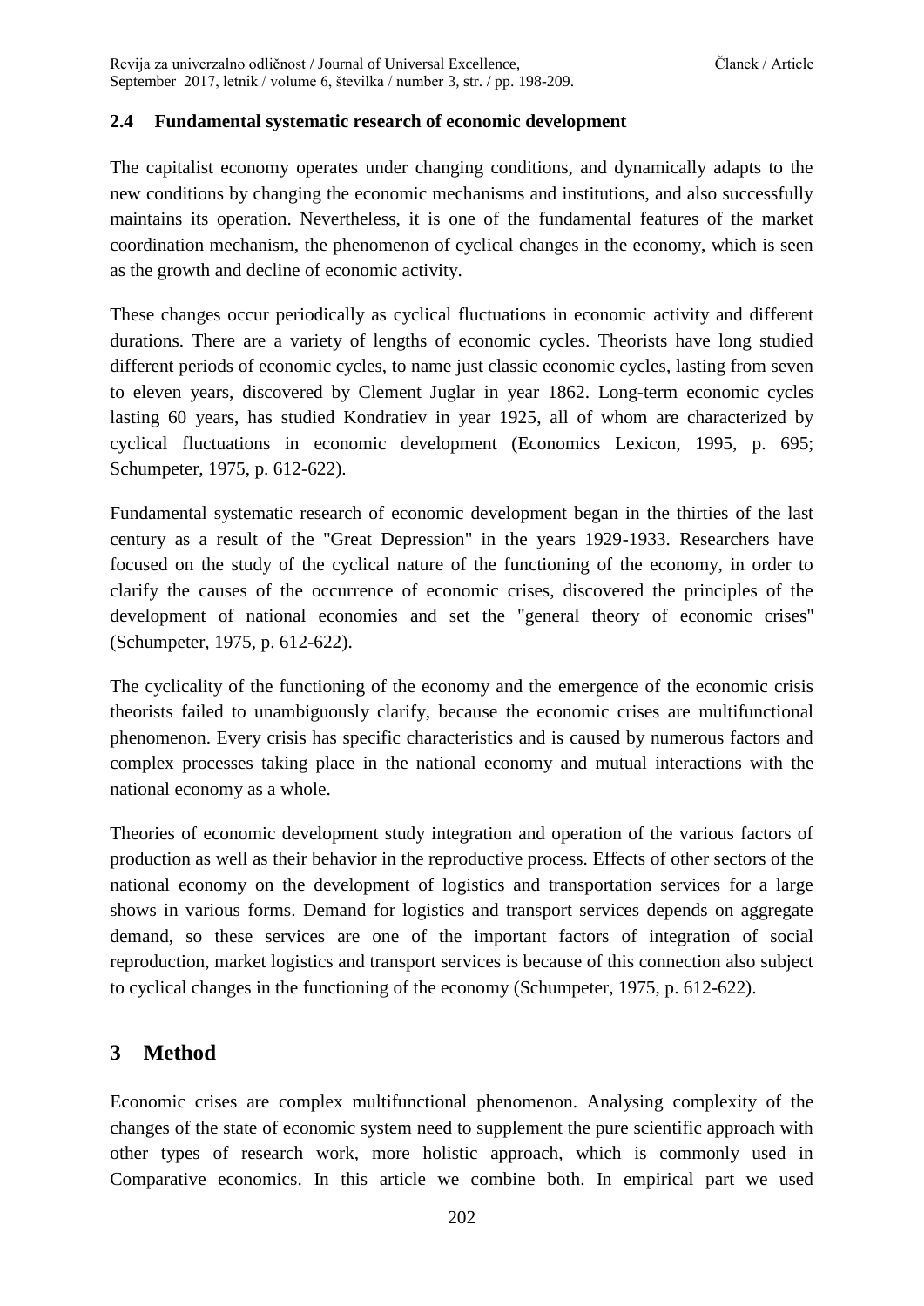### 2.4 Fundamental systematic research of economic development

The capitalist economy operates under changing conditions, and dynamically adapts to the new conditions by changing the economic mechanisms and institutions, and also successfully maintains its operation. Nevertheless, it is one of the fundamental features of the market coordination mechanism, the phenomenon of cyclical changes in the economy, which is seen as the growth and decline of economic activity.

These changes occur periodically as cyclical fluctuations in economic activity and different durations. There are a variety of lengths of economic cycles. Theorists have long studied different periods of economic cycles, to name just classic economic cycles, lasting from seven to eleven years, discovered by Clement Juglar in year 1862. Long-term economic cycles lasting 60 years, has studied Kondratiev in year 1925, all of whom are characterized by cyclical fluctuations in economic development (Economics Lexicon, 1995, p. 695; Schumpeter, 1975, p. 612-622).

Fundamental systematic research of economic development began in the thirties of the last century as a result of the "Great Depression" in the years 1929-1933. Researchers have focused on the study of the cyclical nature of the functioning of the economy, in order to clarify the causes of the occurrence of economic crises, discovered the principles of the development of national economies and set the "general theory of economic crises" (Schumpeter, 1975, p. 612-622).

The cyclicality of the functioning of the economy and the emergence of the economic crisis theorists failed to unambiguously clarify, because the economic crises are multifunctional phenomenon. Every crisis has specific characteristics and is caused by numerous factors and complex processes taking place in the national economy and mutual interactions with the national economy as a whole.

Theories of economic development study integration and operation of the various factors of production as well as their behavior in the reproductive process. Effects of other sectors of the national economy on the development of logistics and transportation services for a large shows in various forms. Demand for logistics and transport services depends on aggregate demand, so these services are one of the important factors of integration of social reproduction, market logistics and transport services is because of this connection also subject to cyclical changes in the functioning of the economy (Schumpeter, 1975, p. 612-622).

## 3 Method

Economic crises are complex multifunctional phenomenon. Analysing complexity of the changes of the state of economic system need to supplement the pure scientific approach with other types of research work, more holistic approach, which is commonly used in Comparative economics. In this article we combine both. In empirical part we used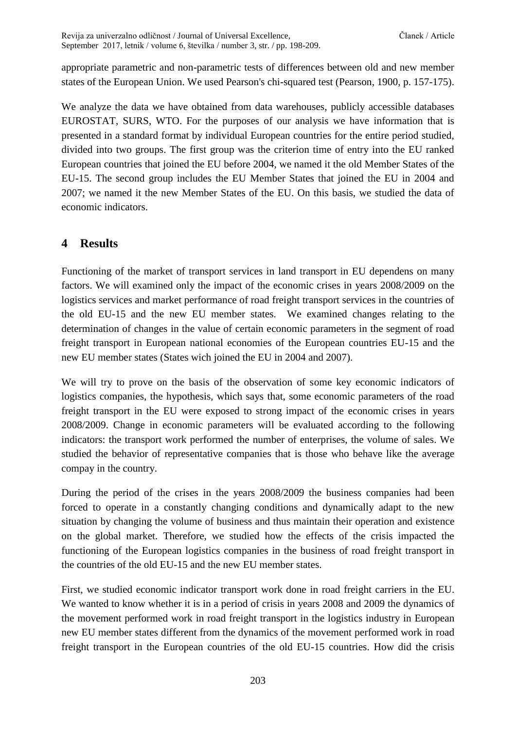appropriate parametric and non-parametric tests of differences between old and new member states of the European Union. We used Pearson's chi-squared test (Pearson, 1900, p. 157-175).

We analyze the data we have obtained from data warehouses, publicly accessible databases EUROSTAT, SURS, WTO. For the purposes of our analysis we have information that is presented in a standard format by individual European countries for the entire period studied, divided into two groups. The first group was the criterion time of entry into the EU ranked European countries that joined the EU before 2004, we named it the old Member States of the EU-15. The second group includes the EU Member States that joined the EU in 2004 and 2007; we named it the new Member States of the EU. On this basis, we studied the data of economic indicators.

# 4 Results

Functioning of the market of transport services in land transport in EU dependens on many factors. We will examined only the impact of the economic crises in years 2008/2009 on the logistics services and market performance of road freight transport services in the countries of the old EU-15 and the new EU member states. We examined changes relating to the determination of changes in the value of certain economic parameters in the segment of road freight transport in European national economies of the European countries EU-15 and the new EU member states (States wich joined the EU in 2004 and 2007).

We will try to prove on the basis of the observation of some key economic indicators of logistics companies, the hypothesis, which says that, some economic parameters of the road freight transport in the EU were exposed to strong impact of the economic crises in years 2008/2009. Change in economic parameters will be evaluated according to the following indicators: the transport work performed the number of enterprises, the volume of sales. We studied the behavior of representative companies that is those who behave like the average compay in the country.

During the period of the crises in the years 2008/2009 the business companies had been forced to operate in a constantly changing conditions and dynamically adapt to the new situation by changing the volume of business and thus maintain their operation and existence on the global market. Therefore, we studied how the effects of the crisis impacted the functioning of the European logistics companies in the business of road freight transport in the countries of the old EU-15 and the new EU member states.

First, we studied economic indicator transport work done in road freight carriers in the EU. We wanted to know whether it is in a period of crisis in years 2008 and 2009 the dynamics of the movement performed work in road freight transport in the logistics industry in European new EU member states different from the dynamics of the movement performed work in road freight transport in the European countries of the old EU-15 countries. How did the crisis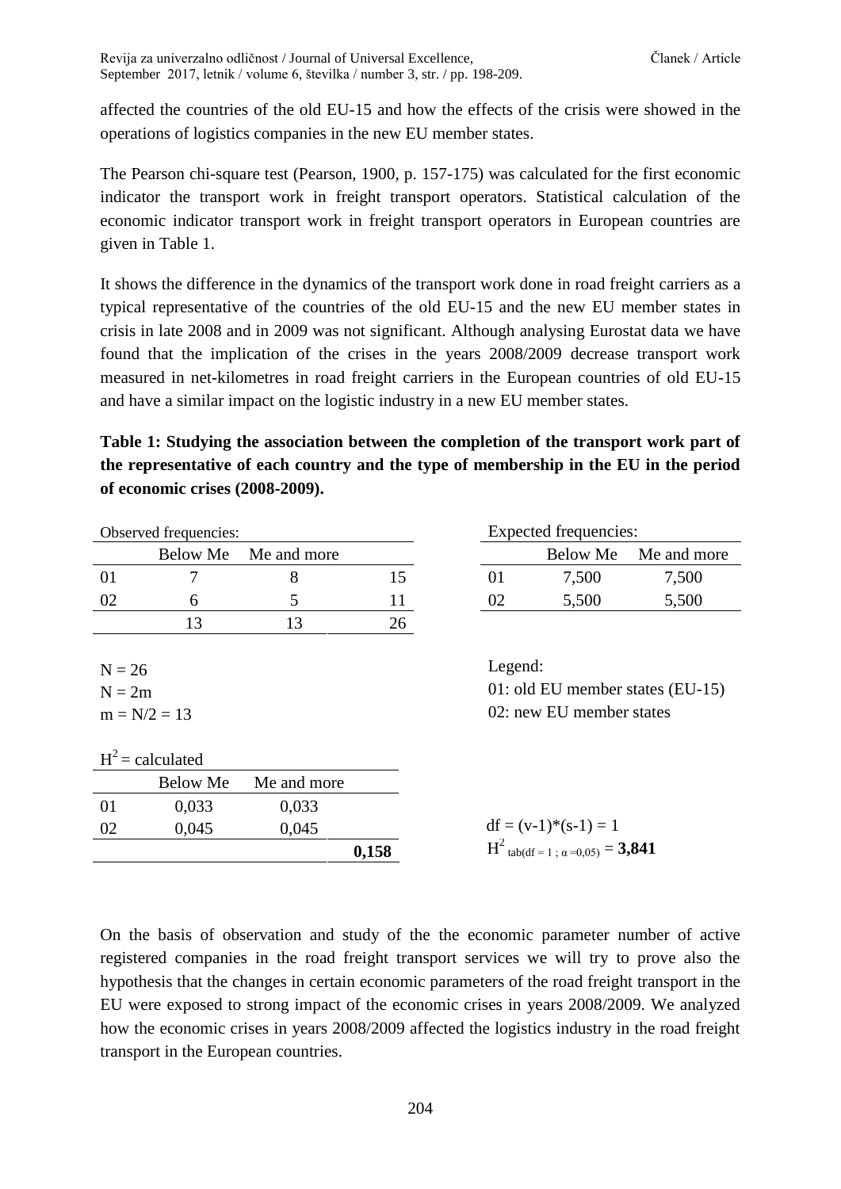affected the countries of the old EU-15 and how the effects of the crisis were showed in the operations of logistics companies in the new EU member states.

The Pearson chi-square test (Pearson, 1900, p. 157-175) was calculated for the first economic indicator the transport work in freight transport operators. Statistical calculation of the economic indicator transport work in freight transport operators in European countries are given in Table 1.

It shows the difference in the dynamics of the transport work done in road freight carriers as a typical representative of the countries of the old EU-15 and the new EU member states in crisis in late 2008 and in 2009 was not significant. Although analysing Eurostat data we have found that the implication of the crises in the years 2008/2009 decrease transport work measured in net-kilometres in road freight carriers in the European countries of old EU-15 and have a similar impact on the logistic industry in a new EU member states.

**Table 1: Studying the association between the completion of the transport work part of the representative of each country and the type of membership in the EU in the period of economic crises (2008-2009).**

Observed frequencies:

| | Below Me | Me and more | |
|---|---|---|---|
| 01 | 7 | 8 | 15 |
| 02 | 6 | 5 | 11 |
| | 13 | 13 | 26 |

Expected frequencies:

| | Below Me | Me and more |
|---|---|---|
| 01 | 7,500 | 7,500 |
| 02 | 5,500 | 5,500 |

$N = 26$
$N = 2m$
$m = N/2 = 13$

Legend:
01: old EU member states (EU-15)
02: new EU member states

$H^2$ = calculated

| | Below Me | Me and more | |
|---|---|---|---|
| 01 | 0,033 | 0,033 | |
| 02 | 0,045 | 0,045 | |
| | | | **0,158** |

$df = (v-1)*(s-1) = 1$
$H^2_{tab(df = 1 ; \alpha = 0,05)} = \mathbf{3,841}$

On the basis of observation and study of the the economic parameter number of active registered companies in the road freight transport services we will try to prove also the hypothesis that the changes in certain economic parameters of the road freight transport in the EU were exposed to strong impact of the economic crises in years 2008/2009. We analyzed how the economic crises in years 2008/2009 affected the logistics industry in the road freight transport in the European countries.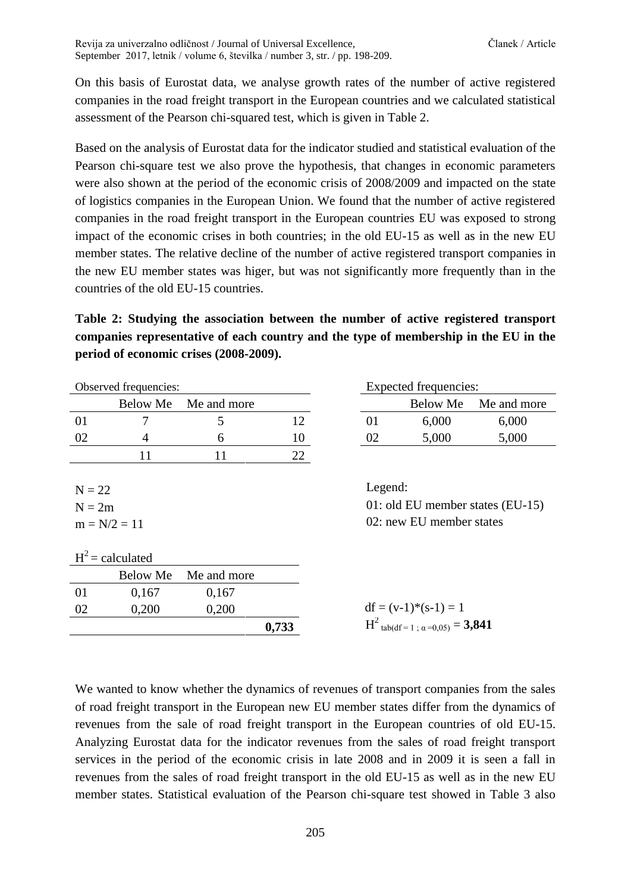On this basis of Eurostat data, we analyse growth rates of the number of active registered companies in the road freight transport in the European countries and we calculated statistical assessment of the Pearson chi-squared test, which is given in Table 2.

Based on the analysis of Eurostat data for the indicator studied and statistical evaluation of the Pearson chi-square test we also prove the hypothesis, that changes in economic parameters were also shown at the period of the economic crisis of 2008/2009 and impacted on the state of logistics companies in the European Union. We found that the number of active registered companies in the road freight transport in the European countries EU was exposed to strong impact of the economic crises in both countries; in the old EU-15 as well as in the new EU member states. The relative decline of the number of active registered transport companies in the new EU member states was higer, but was not significantly more frequently than in the countries of the old EU-15 countries.

**Table 2: Studying the association between the number of active registered transport companies representative of each country and the type of membership in the EU in the period of economic crises (2008-2009).**

Observed frequencies:

| | Below Me | Me and more | |
|---|---|---|---|
| 01 | 7 | 5 | 12 |
| 02 | 4 | 6 | 10 |
| | 11 | 11 | 22 |

Expected frequencies:

| | Below Me | Me and more |
|---|---|---|
| 01 | 6,000 | 6,000 |
| 02 | 5,000 | 5,000 |

$N = 22$
$N = 2m$
$m = N/2 = 11$

Legend:
01: old EU member states (EU-15)
02: new EU member states

$H^2$ = calculated

| | Below Me | Me and more | |
|---|---|---|---|
| 01 | 0,167 | 0,167 | |
| 02 | 0,200 | 0,200 | |
| | | | **0,733** |

$df = (v-1)*(s-1) = 1$
$H^2_{tab(df = 1\ ;\ \alpha = 0{,}05)} = \mathbf{3{,}841}$

We wanted to know whether the dynamics of revenues of transport companies from the sales of road freight transport in the European new EU member states differ from the dynamics of revenues from the sale of road freight transport in the European countries of old EU-15. Analyzing Eurostat data for the indicator revenues from the sales of road freight transport services in the period of the economic crisis in late 2008 and in 2009 it is seen a fall in revenues from the sales of road freight transport in the old EU-15 as well as in the new EU member states. Statistical evaluation of the Pearson chi-square test showed in Table 3 also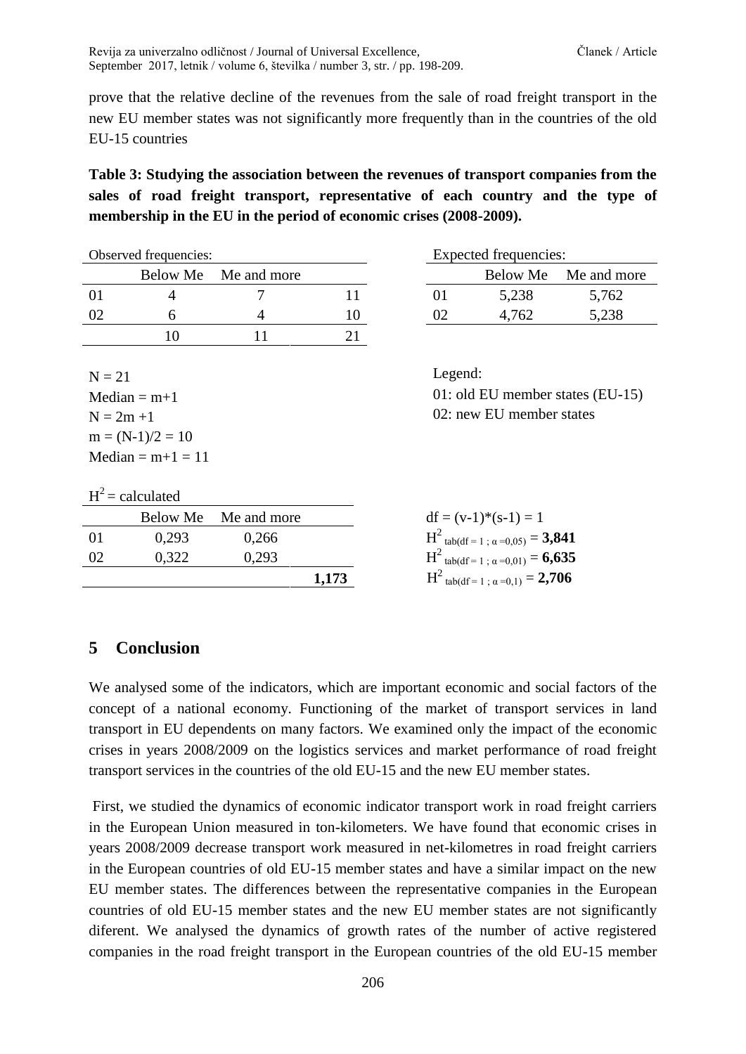prove that the relative decline of the revenues from the sale of road freight transport in the new EU member states was not significantly more frequently than in the countries of the old EU-15 countries

**Table 3: Studying the association between the revenues of transport companies from the sales of road freight transport, representative of each country and the type of membership in the EU in the period of economic crises (2008-2009).**

Observed frequencies:

| | Below Me | Me and more | |
|---|---|---|---|
| 01 | 4 | 7 | 11 |
| 02 | 6 | 4 | 10 |
| | 10 | 11 | 21 |

Expected frequencies:

| | Below Me | Me and more |
|---|---|---|
| 01 | 5,238 | 5,762 |
| 02 | 4,762 | 5,238 |

$N = 21$
Median $= m+1$
$N = 2m + 1$
$m = (N-1)/2 = 10$
Median $= m+1 = 11$

Legend:
01: old EU member states (EU-15)
02: new EU member states

$H^2$ = calculated

| | Below Me | Me and more | |
|---|---|---|---|
| 01 | 0,293 | 0,266 | |
| 02 | 0,322 | 0,293 | |
| | | | **1,173** |

$df = (v-1)*(s-1) = 1$
$H^2_{tab(df = 1\ ;\ \alpha = 0,05)} = \mathbf{3,841}$
$H^2_{tab(df = 1\ ;\ \alpha = 0,01)} = \mathbf{6,635}$
$H^2_{tab(df = 1\ ;\ \alpha = 0,1)} = \mathbf{2,706}$

## 5 Conclusion

We analysed some of the indicators, which are important economic and social factors of the concept of a national economy. Functioning of the market of transport services in land transport in EU dependents on many factors. We examined only the impact of the economic crises in years 2008/2009 on the logistics services and market performance of road freight transport services in the countries of the old EU-15 and the new EU member states.

First, we studied the dynamics of economic indicator transport work in road freight carriers in the European Union measured in ton-kilometers. We have found that economic crises in years 2008/2009 decrease transport work measured in net-kilometres in road freight carriers in the European countries of old EU-15 member states and have a similar impact on the new EU member states. The differences between the representative companies in the European countries of old EU-15 member states and the new EU member states are not significantly diferent. We analysed the dynamics of growth rates of the number of active registered companies in the road freight transport in the European countries of the old EU-15 member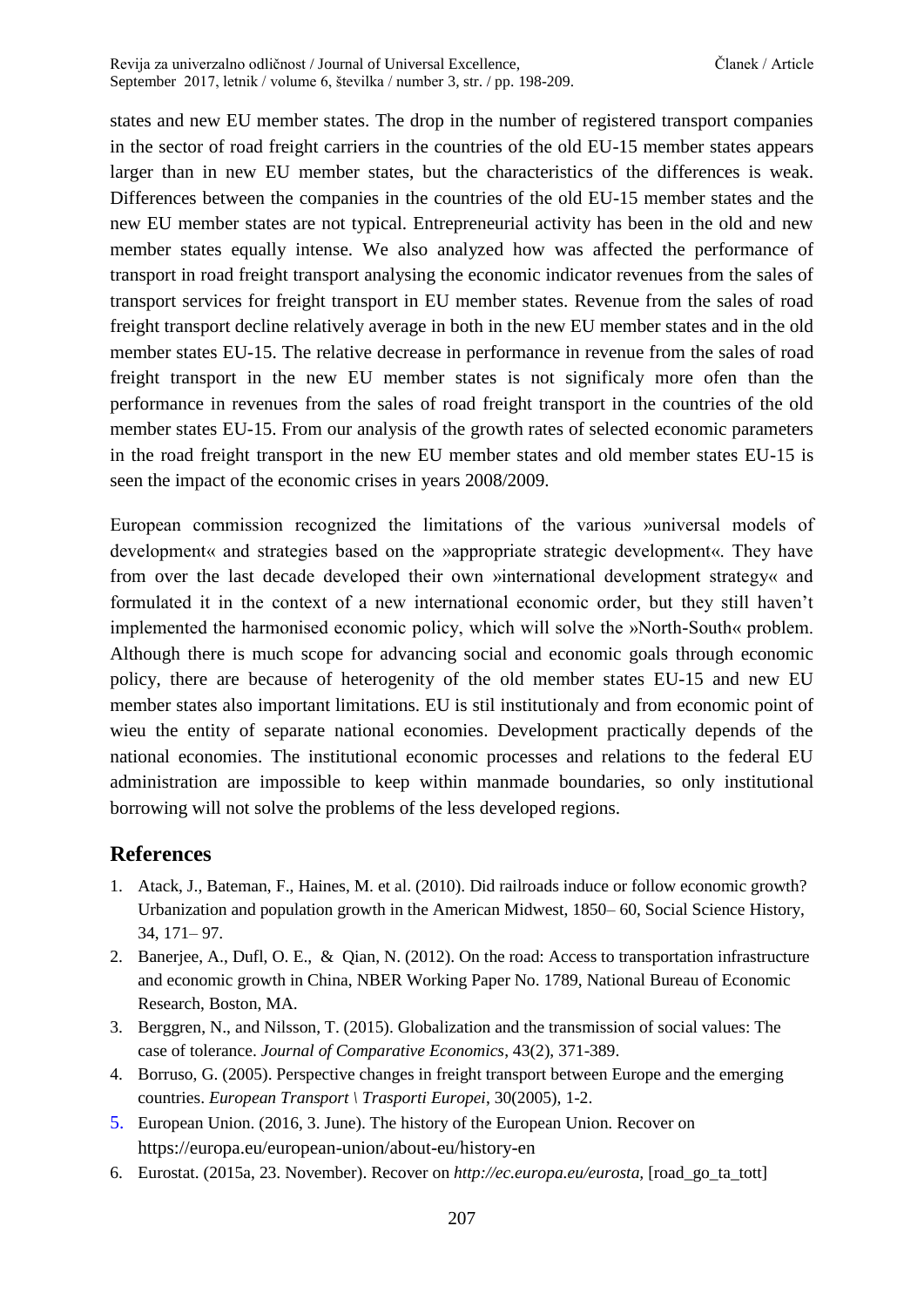states and new EU member states. The drop in the number of registered transport companies in the sector of road freight carriers in the countries of the old EU-15 member states appears larger than in new EU member states, but the characteristics of the differences is weak. Differences between the companies in the countries of the old EU-15 member states and the new EU member states are not typical. Entrepreneurial activity has been in the old and new member states equally intense. We also analyzed how was affected the performance of transport in road freight transport analysing the economic indicator revenues from the sales of transport services for freight transport in EU member states. Revenue from the sales of road freight transport decline relatively average in both in the new EU member states and in the old member states EU-15. The relative decrease in performance in revenue from the sales of road freight transport in the new EU member states is not significaly more ofen than the performance in revenues from the sales of road freight transport in the countries of the old member states EU-15. From our analysis of the growth rates of selected economic parameters in the road freight transport in the new EU member states and old member states EU-15 is seen the impact of the economic crises in years 2008/2009.

European commission recognized the limitations of the various »universal models of development« and strategies based on the »appropriate strategic development«. They have from over the last decade developed their own »international development strategy« and formulated it in the context of a new international economic order, but they still haven't implemented the harmonised economic policy, which will solve the »North-South« problem. Although there is much scope for advancing social and economic goals through economic policy, there are because of heterogenity of the old member states EU-15 and new EU member states also important limitations. EU is stil institutionaly and from economic point of wieu the entity of separate national economies. Development practically depends of the national economies. The institutional economic processes and relations to the federal EU administration are impossible to keep within manmade boundaries, so only institutional borrowing will not solve the problems of the less developed regions.

## References

1. Atack, J., Bateman, F., Haines, M. et al. (2010). Did railroads induce or follow economic growth? Urbanization and population growth in the American Midwest, 1850– 60, Social Science History, 34, 171– 97.
2. Banerjee, A., Dufl, O. E., & Qian, N. (2012). On the road: Access to transportation infrastructure and economic growth in China, NBER Working Paper No. 1789, National Bureau of Economic Research, Boston, MA.
3. Berggren, N., and Nilsson, T. (2015). Globalization and the transmission of social values: The case of tolerance. *Journal of Comparative Economics*, 43(2), 371-389.
4. Borruso, G. (2005). Perspective changes in freight transport between Europe and the emerging countries. *European Transport \ Trasporti Europei*, 30(2005), 1-2.
5. European Union. (2016, 3. June). The history of the European Union. Recover on https://europa.eu/european-union/about-eu/history-en
6. Eurostat. (2015a, 23. November). Recover on *http://ec.europa.eu/eurosta,* [road_go_ta_tott]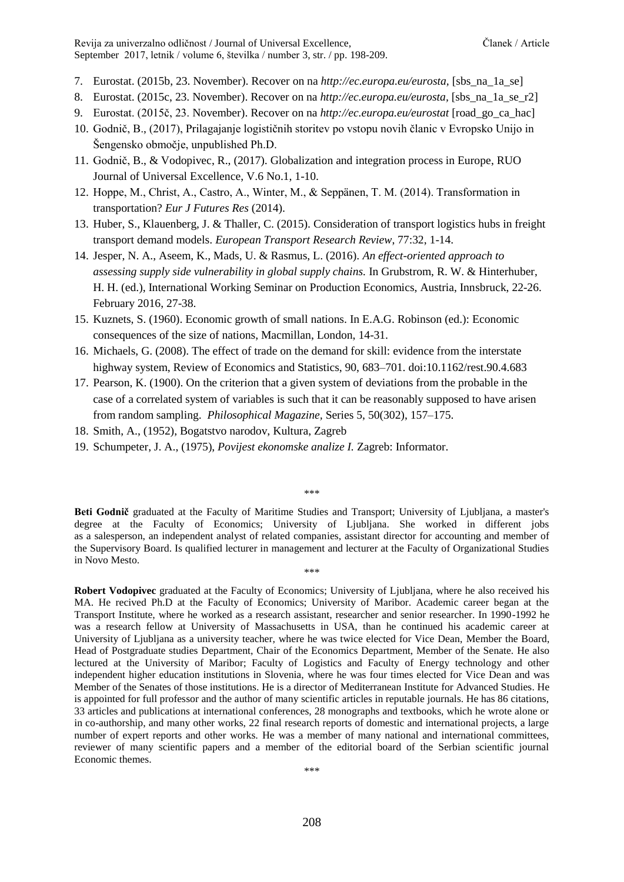7. Eurostat. (2015b, 23. November). Recover on na *http://ec.europa.eu/eurosta*, [sbs_na_1a_se]
8. Eurostat. (2015c, 23. November). Recover on na *http://ec.europa.eu/eurosta*, [sbs_na_1a_se_r2]
9. Eurostat. (2015č, 23. November). Recover on na *http://ec.europa.eu/eurostat* [road_go_ca_hac]
10. Godnič, B., (2017), Prilagajanje logističnih storitev po vstopu novih članic v Evropsko Unijo in Šengensko območje, unpublished Ph.D.
11. Godnič, B., & Vodopivec, R., (2017). Globalization and integration process in Europe, RUO Journal of Universal Excellence, V.6 No.1, 1-10.
12. Hoppe, M., Christ, A., Castro, A., Winter, M., & Seppänen, T. M. (2014). Transformation in transportation? *Eur J Futures Res* (2014).
13. Huber, S., Klauenberg, J. & Thaller, C. (2015). Consideration of transport logistics hubs in freight transport demand models. *European Transport Research Review*, 77:32, 1-14.
14. Jesper, N. A., Aseem, K., Mads, U. & Rasmus, L. (2016). *An effect-oriented approach to assessing supply side vulnerability in global supply chains.* In Grubstrom, R. W. & Hinterhuber, H. H. (ed.), International Working Seminar on Production Economics, Austria, Innsbruck, 22-26. February 2016, 27-38.
15. Kuznets, S. (1960). Economic growth of small nations. In E.A.G. Robinson (ed.): Economic consequences of the size of nations, Macmillan, London, 14-31.
16. Michaels, G. (2008). The effect of trade on the demand for skill: evidence from the interstate highway system, Review of Economics and Statistics, 90, 683–701. doi:10.1162/rest.90.4.683
17. Pearson, K. (1900). On the criterion that a given system of deviations from the probable in the case of a correlated system of variables is such that it can be reasonably supposed to have arisen from random sampling. *Philosophical Magazine*, Series 5, 50(302), 157–175.
18. Smith, A., (1952), Bogatstvo narodov, Kultura, Zagreb
19. Schumpeter, J. A., (1975), *Povijest ekonomske analize I.* Zagreb: Informator.

\*\*\*

**Beti Godnič** graduated at the Faculty of Maritime Studies and Transport; University of Ljubljana, a master's degree at the Faculty of Economics; University of Ljubljana. She worked in different jobs as a salesperson, an independent analyst of related companies, assistant director for accounting and member of the Supervisory Board. Is qualified lecturer in management and lecturer at the Faculty of Organizational Studies in Novo Mesto.

\*\*\*

**Robert Vodopivec** graduated at the Faculty of Economics; University of Ljubljana, where he also received his MA. He recived Ph.D at the Faculty of Economics; University of Maribor. Academic career began at the Transport Institute, where he worked as a research assistant, researcher and senior researcher. In 1990-1992 he was a research fellow at University of Massachusetts in USA, than he continued his academic career at University of Ljubljana as a university teacher, where he was twice elected for Vice Dean, Member the Board, Head of Postgraduate studies Department, Chair of the Economics Department, Member of the Senate. He also lectured at the University of Maribor; Faculty of Logistics and Faculty of Energy technology and other independent higher education institutions in Slovenia, where he was four times elected for Vice Dean and was Member of the Senates of those institutions. He is a director of Mediterranean Institute for Advanced Studies. He is appointed for full professor and the author of many scientific articles in reputable journals. He has 86 citations, 33 articles and publications at international conferences, 28 monographs and textbooks, which he wrote alone or in co-authorship, and many other works, 22 final research reports of domestic and international projects, a large number of expert reports and other works. He was a member of many national and international committees, reviewer of many scientific papers and a member of the editorial board of the Serbian scientific journal Economic themes.

\*\*\*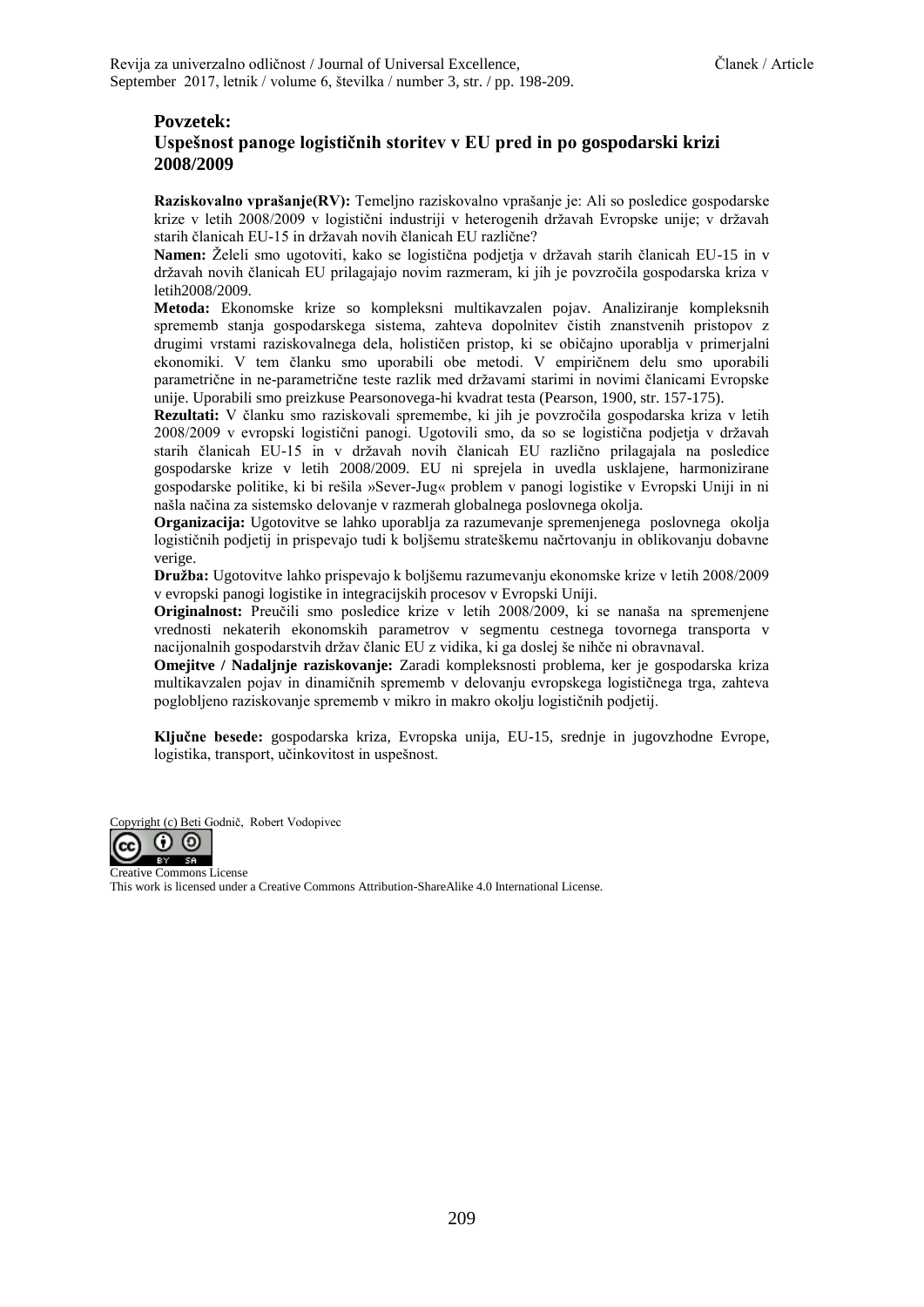## Povzetek:
## Uspešnost panoge logističnih storitev v EU pred in po gospodarski krizi 2008/2009

**Raziskovalno vprašanje(RV):** Temeljno raziskovalno vprašanje je: Ali so posledice gospodarske krize v letih 2008/2009 v logistični industriji v heterogenih državah Evropske unije; v državah starih članicah EU-15 in državah novih članicah EU različne?

**Namen:** Želeli smo ugotoviti, kako se logistična podjetja v državah starih članicah EU-15 in v državah novih članicah EU prilagajajo novim razmeram, ki jih je povzročila gospodarska kriza v letih2008/2009.

**Metoda:** Ekonomske krize so kompleksni multikavzalen pojav. Analiziranje kompleksnih sprememb stanja gospodarskega sistema, zahteva dopolnitev čistih znanstvenih pristopov z drugimi vrstami raziskovalnega dela, holističen pristop, ki se običajno uporablja v primerjalni ekonomiki. V tem članku smo uporabili obe metodi. V empiričnem delu smo uporabili parametrične in ne-parametrične teste razlik med državami starimi in novimi članicami Evropske unije. Uporabili smo preizkuse Pearsonovega-hi kvadrat testa (Pearson, 1900, str. 157-175).

**Rezultati:** V članku smo raziskovali spremembe, ki jih je povzročila gospodarska kriza v letih 2008/2009 v evropski logistični panogi. Ugotovili smo, da so se logistična podjetja v državah starih članicah EU-15 in v državah novih članicah EU različno prilagajala na posledice gospodarske krize v letih 2008/2009. EU ni sprejela in uvedla usklajene, harmonizirane gospodarske politike, ki bi rešila »Sever-Jug« problem v panogi logistike v Evropski Uniji in ni našla načina za sistemsko delovanje v razmerah globalnega poslovnega okolja.

**Organizacija:** Ugotovitve se lahko uporablja za razumevanje spremenjenega poslovnega okolja logističnih podjetij in prispevajo tudi k boljšemu strateškemu načrtovanju in oblikovanju dobavne verige.

**Družba:** Ugotovitve lahko prispevajo k boljšemu razumevanju ekonomske krize v letih 2008/2009 v evropski panogi logistike in integracijskih procesov v Evropski Uniji.

**Originalnost:** Preučili smo posledice krize v letih 2008/2009, ki se nanaša na spremenjene vrednosti nekaterih ekonomskih parametrov v segmentu cestnega tovornega transporta v nacionalnih gospodarstvih držav članic EU z vidika, ki ga doslej še nihče ni obravnaval.

**Omejitve / Nadaljnje raziskovanje:** Zaradi kompleksnosti problema, ker je gospodarska kriza multikavzalen pojav in dinamičnih sprememb v delovanju evropskega logističnega trga, zahteva poglobljeno raziskovanje sprememb v mikro in makro okolju logističnih podjetij.

**Ključne besede:** gospodarska kriza, Evropska unija, EU-15, srednje in jugovzhodne Evrope, logistika, transport, učinkovitost in uspešnost.

Copyright (c) Beti Godnič, Robert Vodopivec

Creative Commons License
This work is licensed under a Creative Commons Attribution-ShareAlike 4.0 International License.